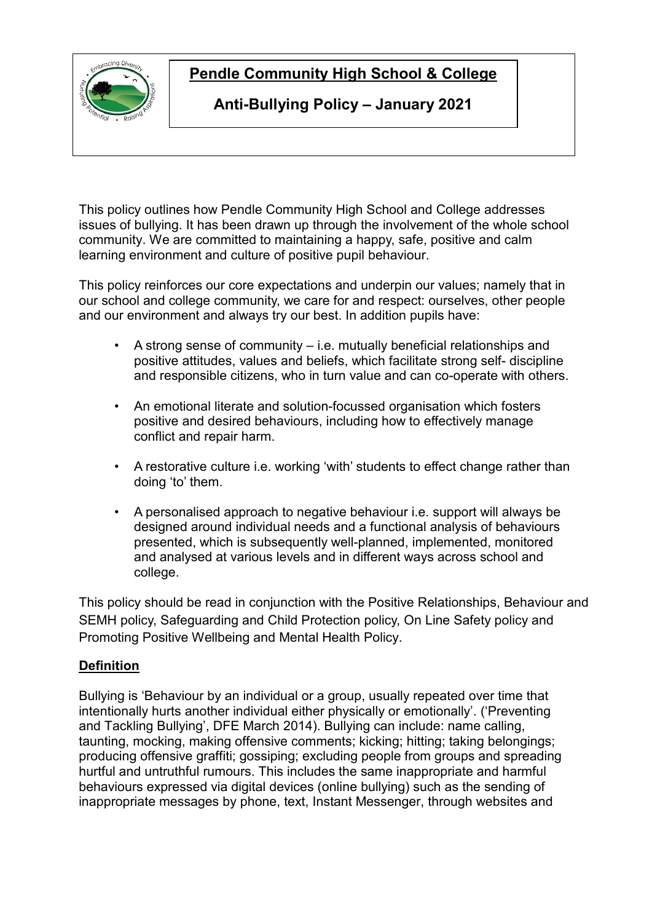# Pendle Community High School & College

## Anti-Bullying Policy – January 2021

This policy outlines how Pendle Community High School and College addresses issues of bullying. It has been drawn up through the involvement of the whole school community. We are committed to maintaining a happy, safe, positive and calm learning environment and culture of positive pupil behaviour.

This policy reinforces our core expectations and underpin our values; namely that in our school and college community, we care for and respect: ourselves, other people and our environment and always try our best. In addition pupils have:

- A strong sense of community – i.e. mutually beneficial relationships and positive attitudes, values and beliefs, which facilitate strong self- discipline and responsible citizens, who in turn value and can co-operate with others.
- An emotional literate and solution-focussed organisation which fosters positive and desired behaviours, including how to effectively manage conflict and repair harm.
- A restorative culture i.e. working 'with' students to effect change rather than doing 'to' them.
- A personalised approach to negative behaviour i.e. support will always be designed around individual needs and a functional analysis of behaviours presented, which is subsequently well-planned, implemented, monitored and analysed at various levels and in different ways across school and college.

This policy should be read in conjunction with the Positive Relationships, Behaviour and SEMH policy, Safeguarding and Child Protection policy, On Line Safety policy and Promoting Positive Wellbeing and Mental Health Policy.

### Definition

Bullying is 'Behaviour by an individual or a group, usually repeated over time that intentionally hurts another individual either physically or emotionally'. ('Preventing and Tackling Bullying', DFE March 2014). Bullying can include: name calling, taunting, mocking, making offensive comments; kicking; hitting; taking belongings; producing offensive graffiti; gossiping; excluding people from groups and spreading hurtful and untruthful rumours. This includes the same inappropriate and harmful behaviours expressed via digital devices (online bullying) such as the sending of inappropriate messages by phone, text, Instant Messenger, through websites and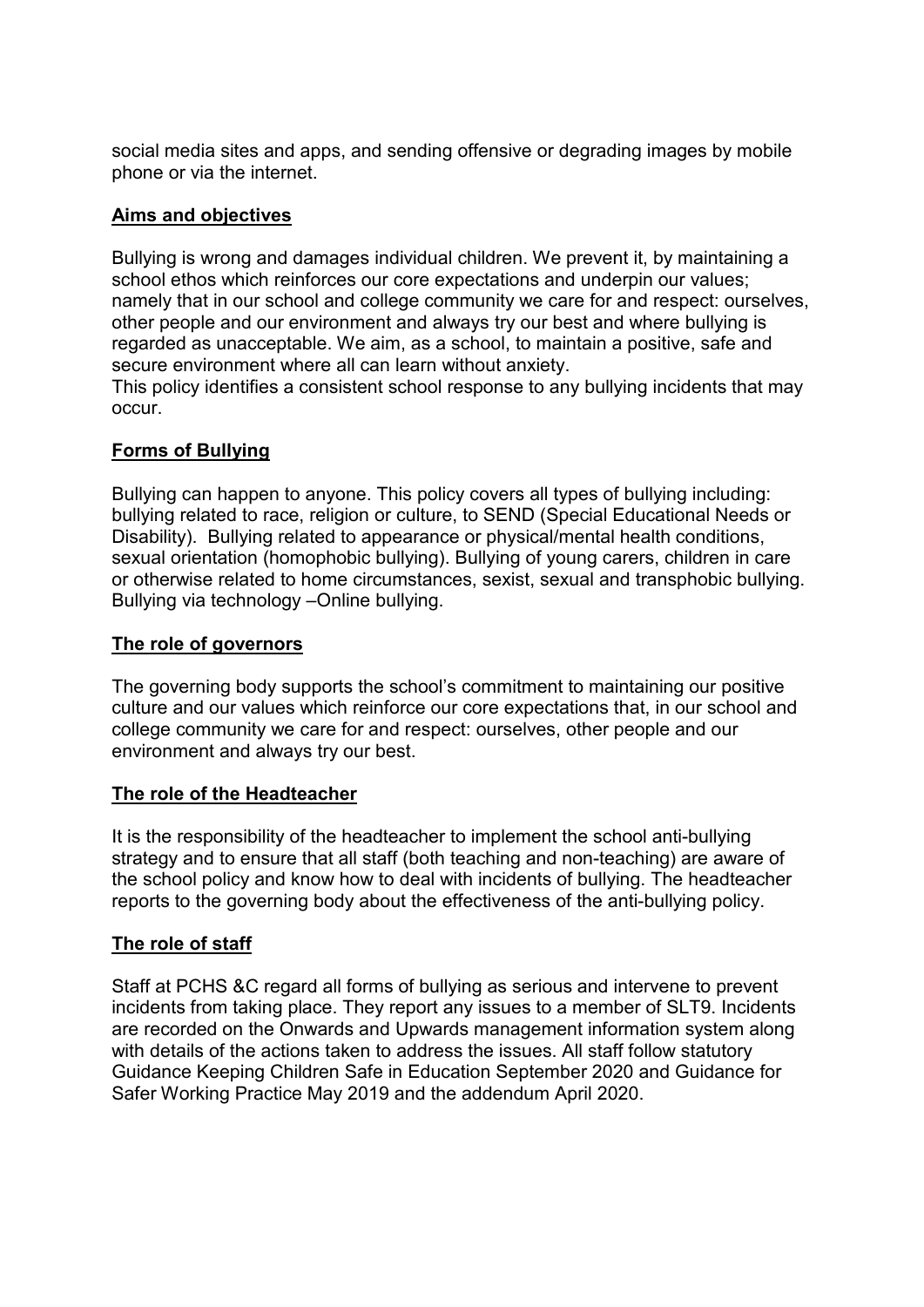social media sites and apps, and sending offensive or degrading images by mobile phone or via the internet.

## Aims and objectives

Bullying is wrong and damages individual children. We prevent it, by maintaining a school ethos which reinforces our core expectations and underpin our values; namely that in our school and college community we care for and respect: ourselves, other people and our environment and always try our best and where bullying is regarded as unacceptable. We aim, as a school, to maintain a positive, safe and secure environment where all can learn without anxiety.
This policy identifies a consistent school response to any bullying incidents that may occur.

## Forms of Bullying

Bullying can happen to anyone. This policy covers all types of bullying including: bullying related to race, religion or culture, to SEND (Special Educational Needs or Disability). Bullying related to appearance or physical/mental health conditions, sexual orientation (homophobic bullying). Bullying of young carers, children in care or otherwise related to home circumstances, sexist, sexual and transphobic bullying. Bullying via technology –Online bullying.

## The role of governors

The governing body supports the school's commitment to maintaining our positive culture and our values which reinforce our core expectations that, in our school and college community we care for and respect: ourselves, other people and our environment and always try our best.

## The role of the Headteacher

It is the responsibility of the headteacher to implement the school anti-bullying strategy and to ensure that all staff (both teaching and non-teaching) are aware of the school policy and know how to deal with incidents of bullying. The headteacher reports to the governing body about the effectiveness of the anti-bullying policy.

## The role of staff

Staff at PCHS &C regard all forms of bullying as serious and intervene to prevent incidents from taking place. They report any issues to a member of SLT9. Incidents are recorded on the Onwards and Upwards management information system along with details of the actions taken to address the issues. All staff follow statutory Guidance Keeping Children Safe in Education September 2020 and Guidance for Safer Working Practice May 2019 and the addendum April 2020.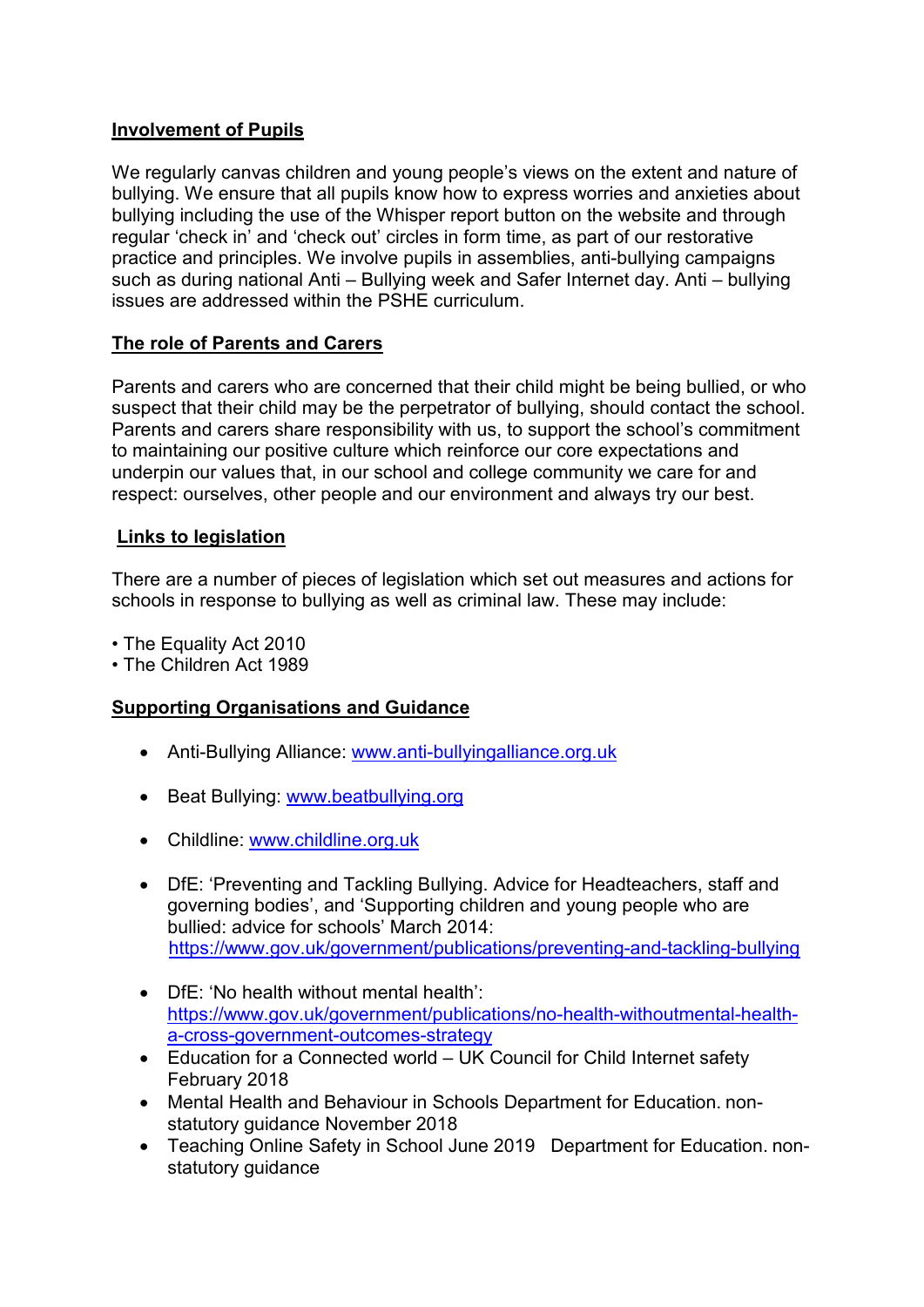## Involvement of Pupils

We regularly canvas children and young people's views on the extent and nature of bullying. We ensure that all pupils know how to express worries and anxieties about bullying including the use of the Whisper report button on the website and through regular 'check in' and 'check out' circles in form time, as part of our restorative practice and principles. We involve pupils in assemblies, anti-bullying campaigns such as during national Anti – Bullying week and Safer Internet day. Anti – bullying issues are addressed within the PSHE curriculum.

## The role of Parents and Carers

Parents and carers who are concerned that their child might be being bullied, or who suspect that their child may be the perpetrator of bullying, should contact the school. Parents and carers share responsibility with us, to support the school's commitment to maintaining our positive culture which reinforce our core expectations and underpin our values that, in our school and college community we care for and respect: ourselves, other people and our environment and always try our best.

## Links to legislation

There are a number of pieces of legislation which set out measures and actions for schools in response to bullying as well as criminal law. These may include:

• The Equality Act 2010
• The Children Act 1989

## Supporting Organisations and Guidance

- Anti-Bullying Alliance: www.anti-bullyingalliance.org.uk
- Beat Bullying: www.beatbullying.org
- Childline: www.childline.org.uk
- DfE: 'Preventing and Tackling Bullying. Advice for Headteachers, staff and governing bodies', and 'Supporting children and young people who are bullied: advice for schools' March 2014: https://www.gov.uk/government/publications/preventing-and-tackling-bullying
- DfE: 'No health without mental health': https://www.gov.uk/government/publications/no-health-withoutmental-health-a-cross-government-outcomes-strategy
- Education for a Connected world – UK Council for Child Internet safety February 2018
- Mental Health and Behaviour in Schools Department for Education. non-statutory guidance November 2018
- Teaching Online Safety in School June 2019 Department for Education. non-statutory guidance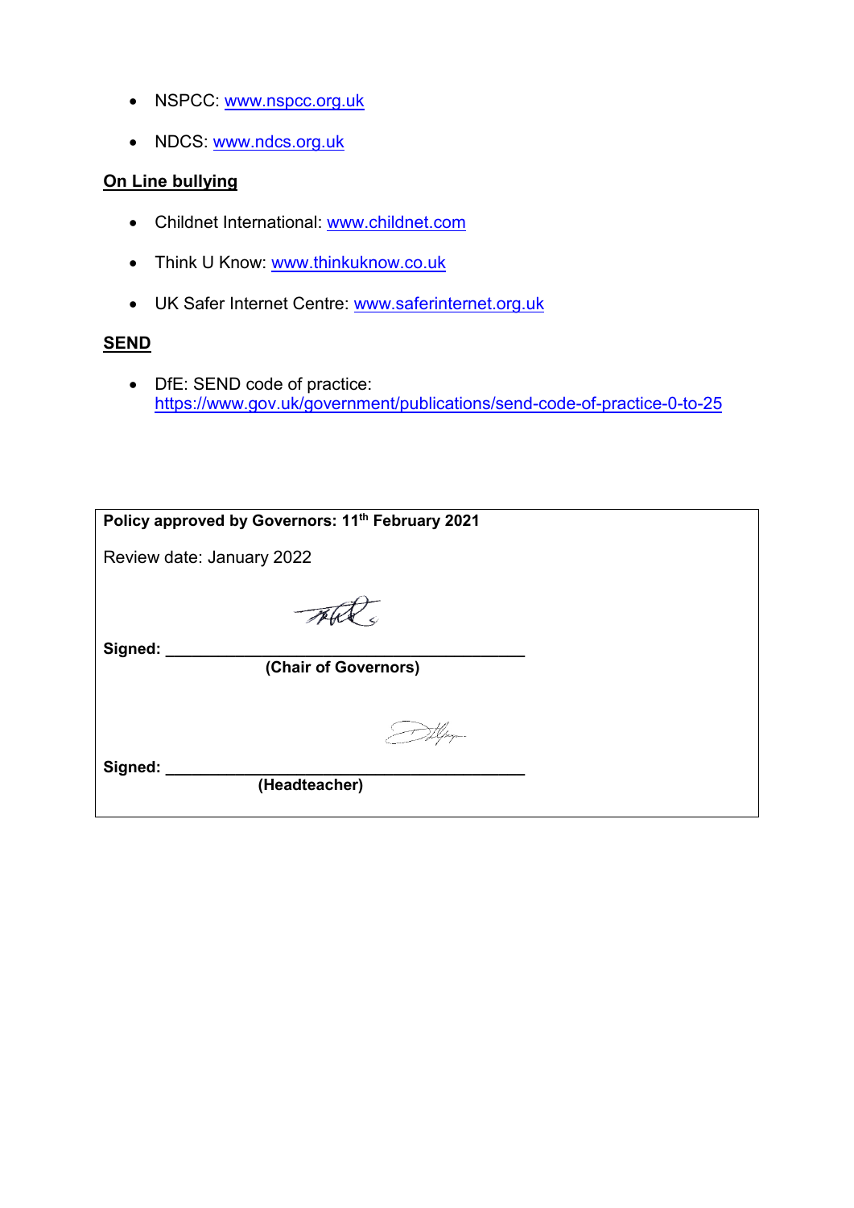- NSPCC: www.nspcc.org.uk
- NDCS: www.ndcs.org.uk

**On Line bullying**

- Childnet International: www.childnet.com
- Think U Know: www.thinkuknow.co.uk
- UK Safer Internet Centre: www.saferinternet.org.uk

**SEND**

- DfE: SEND code of practice: https://www.gov.uk/government/publications/send-code-of-practice-0-to-25

| |
|---|
| **Policy approved by Governors: 11th February 2021** |
| Review date: January 2022 |
| **Signed:** ______________________________ **(Chair of Governors)** |
| **Signed:** ______________________________ **(Headteacher)** |